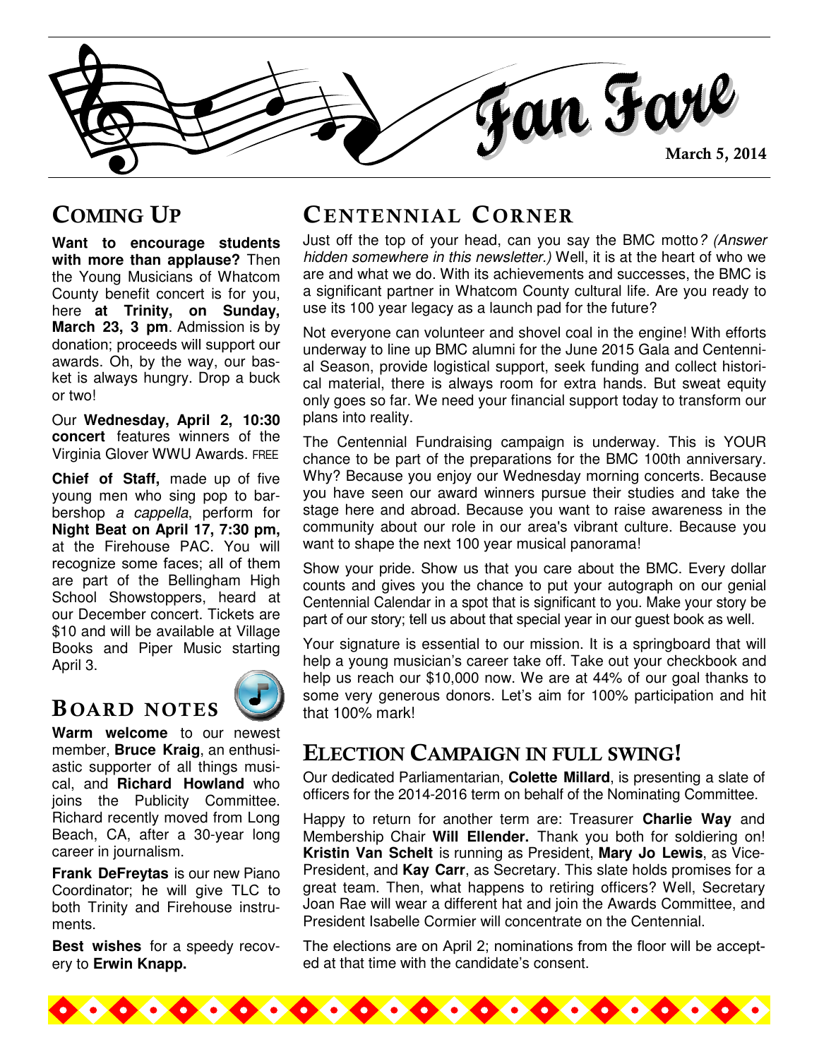# Fan Fare

March 5, 2014

## Coming Up

**Want to encourage students with more than applause?** Then the Young Musicians of Whatcom County benefit concert is for you, here **at Trinity, on Sunday, March 23, 3 pm**. Admission is by donation; proceeds will support our awards. Oh, by the way, our basket is always hungry. Drop a buck or two!

Our **Wednesday, April 2, 10:30 concert** features winners of the Virginia Glover WWU Awards. FREE

**Chief of Staff,** made up of five young men who sing pop to barbershop *a cappella*, perform for **Night Beat on April 17, 7:30 pm,** at the Firehouse PAC. You will recognize some faces; all of them are part of the Bellingham High School Showstoppers, heard at our December concert. Tickets are $10 and will be available at Village Books and Piper Music starting April 3.

## Board Notes

**Warm welcome** to our newest member, **Bruce Kraig**, an enthusiastic supporter of all things musical, and **Richard Howland** who joins the Publicity Committee. Richard recently moved from Long Beach, CA, after a 30-year long career in journalism.

**Frank DeFreytas** is our new Piano Coordinator; he will give TLC to both Trinity and Firehouse instruments.

**Best wishes** for a speedy recovery to **Erwin Knapp.**

## Centennial Corner

Just off the top of your head, can you say the BMC motto*? (Answer hidden somewhere in this newsletter.)* Well, it is at the heart of who we are and what we do. With its achievements and successes, the BMC is a significant partner in Whatcom County cultural life. Are you ready to use its 100 year legacy as a launch pad for the future?

Not everyone can volunteer and shovel coal in the engine! With efforts underway to line up BMC alumni for the June 2015 Gala and Centennial Season, provide logistical support, seek funding and collect historical material, there is always room for extra hands. But sweat equity only goes so far. We need your financial support today to transform our plans into reality.

The Centennial Fundraising campaign is underway. This is YOUR chance to be part of the preparations for the BMC 100th anniversary. Why? Because you enjoy our Wednesday morning concerts. Because you have seen our award winners pursue their studies and take the stage here and abroad. Because you want to raise awareness in the community about our role in our area's vibrant culture. Because you want to shape the next 100 year musical panorama!

Show your pride. Show us that you care about the BMC. Every dollar counts and gives you the chance to put your autograph on our genial Centennial Calendar in a spot that is significant to you. Make your story be part of our story; tell us about that special year in our guest book as well.

Your signature is essential to our mission. It is a springboard that will help a young musician's career take off. Take out your checkbook and help us reach our $10,000 now. We are at 44% of our goal thanks to some very generous donors. Let's aim for 100% participation and hit that 100% mark!

## Election Campaign in Full Swing!

Our dedicated Parliamentarian, **Colette Millard**, is presenting a slate of officers for the 2014-2016 term on behalf of the Nominating Committee.

Happy to return for another term are: Treasurer **Charlie Way** and Membership Chair **Will Ellender.** Thank you both for soldiering on! **Kristin Van Schelt** is running as President, **Mary Jo Lewis**, as Vice-President, and **Kay Carr**, as Secretary. This slate holds promises for a great team. Then, what happens to retiring officers? Well, Secretary Joan Rae will wear a different hat and join the Awards Committee, and President Isabelle Cormier will concentrate on the Centennial.

The elections are on April 2; nominations from the floor will be accepted at that time with the candidate's consent.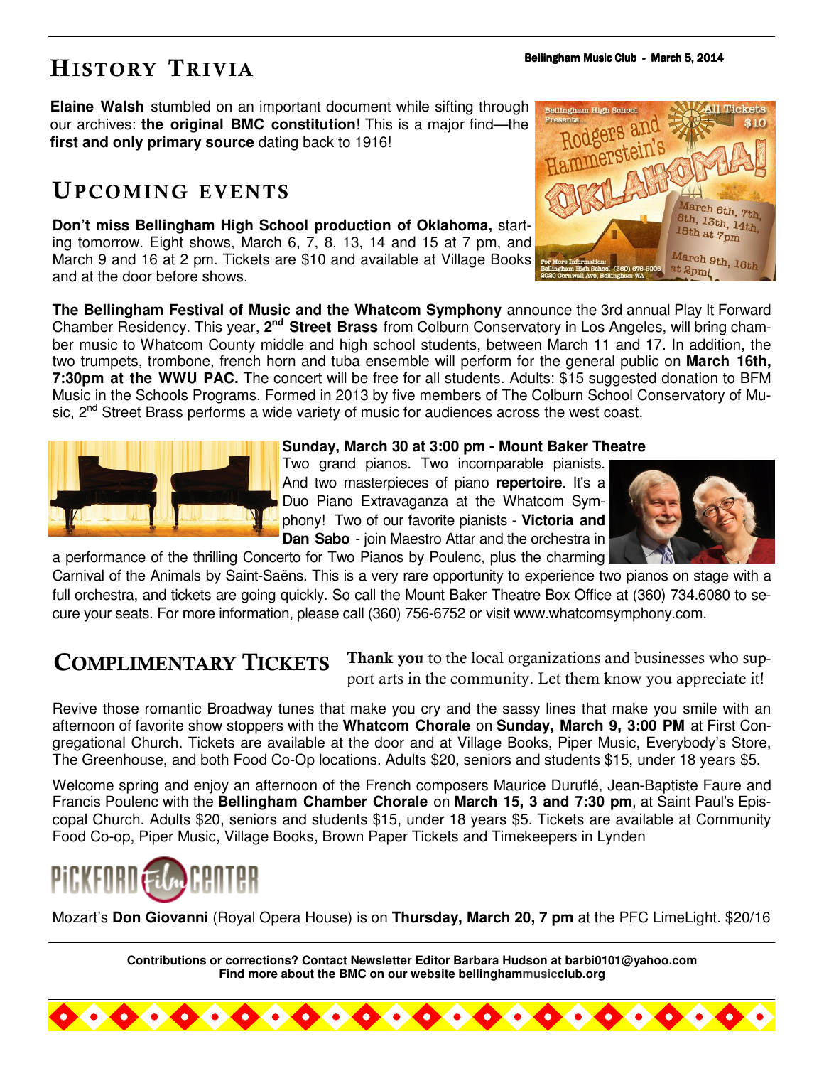## History Trivia

**Elaine Walsh** stumbled on an important document while sifting through our archives: **the original BMC constitution**! This is a major find—the **first and only primary source** dating back to 1916!

## Upcoming events

**Don't miss Bellingham High School production of Oklahoma,** starting tomorrow. Eight shows, March 6, 7, 8, 13, 14 and 15 at 7 pm, and March 9 and 16 at 2 pm. Tickets are $10 and available at Village Books and at the door before shows.

**The Bellingham Festival of Music and the Whatcom Symphony** announce the 3rd annual Play It Forward Chamber Residency. This year, **2nd Street Brass** from Colburn Conservatory in Los Angeles, will bring chamber music to Whatcom County middle and high school students, between March 11 and 17. In addition, the two trumpets, trombone, french horn and tuba ensemble will perform for the general public on **March 16th, 7:30pm at the WWU PAC.** The concert will be free for all students. Adults: $15 suggested donation to BFM Music in the Schools Programs. Formed in 2013 by five members of The Colburn School Conservatory of Music, 2nd Street Brass performs a wide variety of music for audiences across the west coast.

**Sunday, March 30 at 3:00 pm - Mount Baker Theatre**
Two grand pianos. Two incomparable pianists. And two masterpieces of piano **repertoire**. It's a Duo Piano Extravaganza at the Whatcom Symphony! Two of our favorite pianists - **Victoria and Dan Sabo** - join Maestro Attar and the orchestra in a performance of the thrilling Concerto for Two Pianos by Poulenc, plus the charming Carnival of the Animals by Saint-Saëns. This is a very rare opportunity to experience two pianos on stage with a full orchestra, and tickets are going quickly. So call the Mount Baker Theatre Box Office at (360) 734.6080 to secure your seats. For more information, please call (360) 756-6752 or visit www.whatcomsymphony.com.

## Complimentary Tickets

**Thank you** to the local organizations and businesses who support arts in the community. Let them know you appreciate it!

Revive those romantic Broadway tunes that make you cry and the sassy lines that make you smile with an afternoon of favorite show stoppers with the **Whatcom Chorale** on **Sunday, March 9, 3:00 PM** at First Congregational Church. Tickets are available at the door and at Village Books, Piper Music, Everybody's Store, The Greenhouse, and both Food Co-Op locations. Adults $20, seniors and students $15, under 18 years $5.

Welcome spring and enjoy an afternoon of the French composers Maurice Duruflé, Jean-Baptiste Faure and Francis Poulenc with the **Bellingham Chamber Chorale** on **March 15, 3 and 7:30 pm**, at Saint Paul's Episcopal Church. Adults $20, seniors and students $15, under 18 years $5. Tickets are available at Community Food Co-op, Piper Music, Village Books, Brown Paper Tickets and Timekeepers in Lynden

**Pickford Film Center**

Mozart's **Don Giovanni** (Royal Opera House) is on **Thursday, March 20, 7 pm** at the PFC LimeLight. $20/16

**Contributions or corrections? Contact Newsletter Editor Barbara Hudson at barbi0101@yahoo.com**
**Find more about the BMC on our website bellinghammusicclub.org**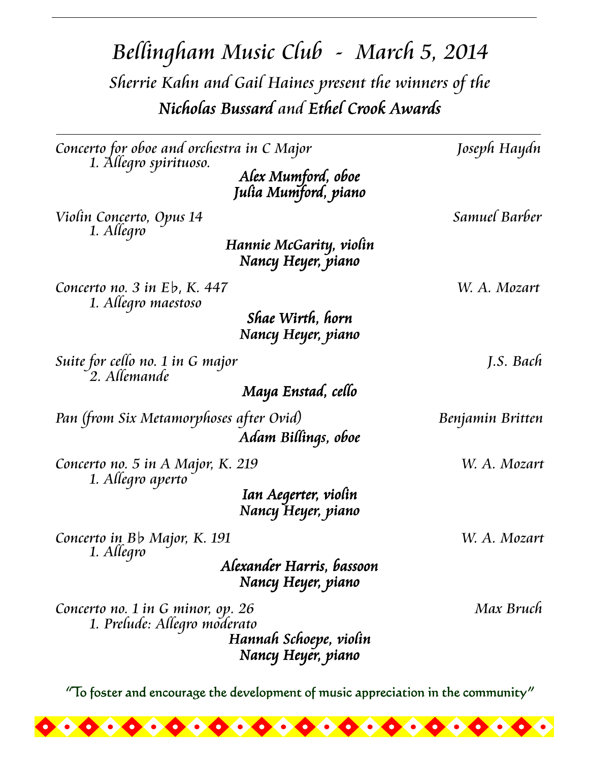# *Bellingham Music Club - March 5, 2014*

## *Sherrie Kahn and Gail Haines present the winners of the*

## ***Nicholas Bussard** and **Ethel Crook Awards***

---

*Concerto for oboe and orchestra in C Major* — *Joseph Haydn*
*1. Allegro spirituoso.*

***Alex Mumford, oboe***
***Julia Mumford, piano***

*Violin Concerto, Opus 14* — *Samuel Barber*
*1. Allegro*

***Hannie McGarity, violin***
***Nancy Heyer, piano***

*Concerto no. 3 in E♭, K. 447* — *W. A. Mozart*
*1. Allegro maestoso*

***Shae Wirth, horn***
***Nancy Heyer, piano***

*Suite for cello no. 1 in G major* — *J.S. Bach*
*2. Allemande*

***Maya Enstad, cello***

*Pan (from Six Metamorphoses after Ovid)* — *Benjamin Britten*

***Adam Billings, oboe***

*Concerto no. 5 in A Major, K. 219* — *W. A. Mozart*
*1. Allegro aperto*

***Ian Aegerter, violin***
***Nancy Heyer, piano***

*Concerto in B♭ Major, K. 191* — *W. A. Mozart*
*1. Allegro*

***Alexander Harris, bassoon***
***Nancy Heyer, piano***

*Concerto no. 1 in G minor, op. 26* — *Max Bruch*
*1. Prelude: Allegro moderato*

***Hannah Schoepe, violin***
***Nancy Heyer, piano***

"To foster and encourage the development of music appreciation in the community"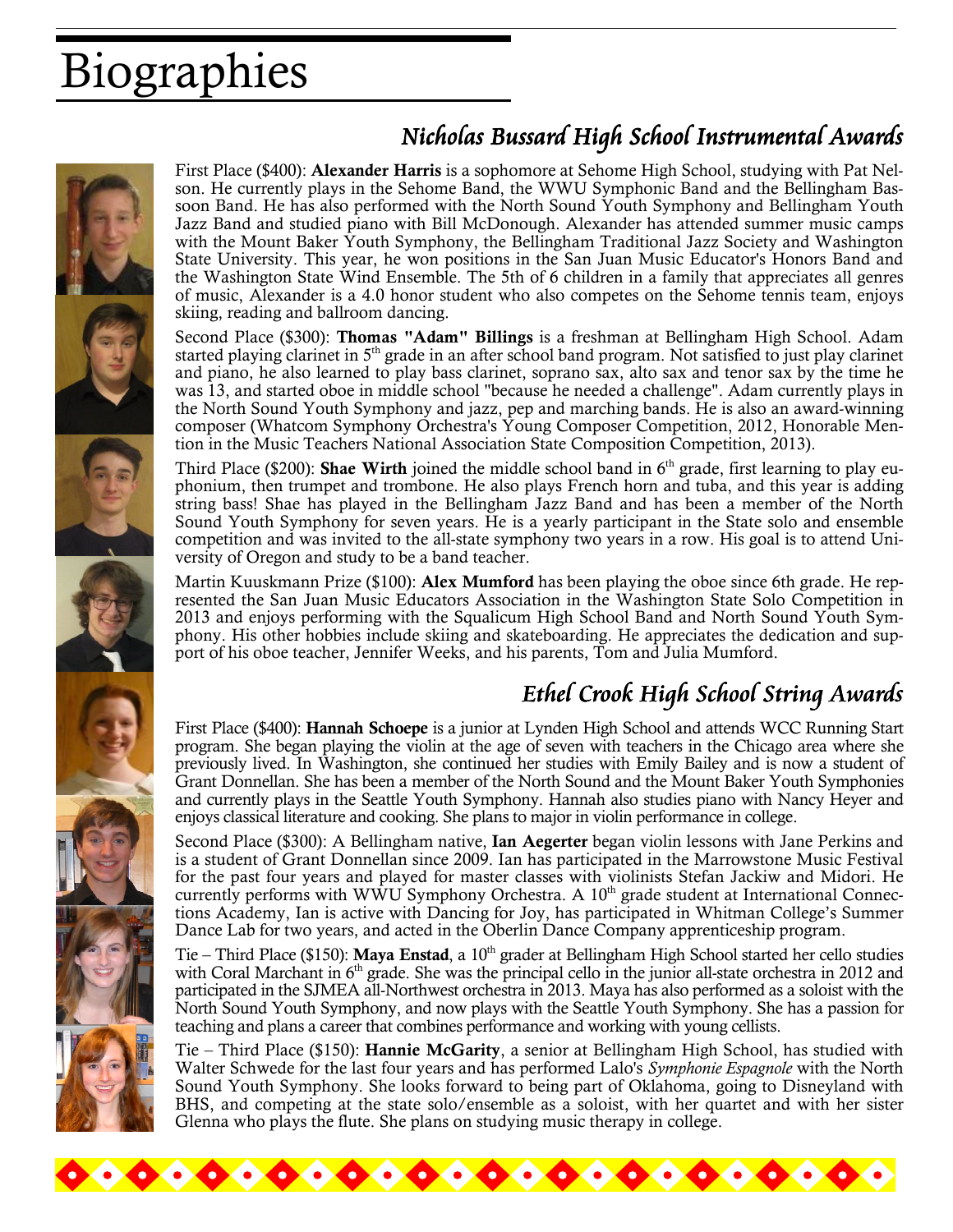# Biographies

## Nicholas Bussard High School Instrumental Awards

First Place ($400): **Alexander Harris** is a sophomore at Sehome High School, studying with Pat Nelson. He currently plays in the Sehome Band, the WWU Symphonic Band and the Bellingham Bassoon Band. He has also performed with the North Sound Youth Symphony and Bellingham Youth Jazz Band and studied piano with Bill McDonough. Alexander has attended summer music camps with the Mount Baker Youth Symphony, the Bellingham Traditional Jazz Society and Washington State University. This year, he won positions in the San Juan Music Educator's Honors Band and the Washington State Wind Ensemble. The 5th of 6 children in a family that appreciates all genres of music, Alexander is a 4.0 honor student who also competes on the Sehome tennis team, enjoys skiing, reading and ballroom dancing.

Second Place ($300): **Thomas "Adam" Billings** is a freshman at Bellingham High School. Adam started playing clarinet in 5th grade in an after school band program. Not satisfied to just play clarinet and piano, he also learned to play bass clarinet, soprano sax, alto sax and tenor sax by the time he was 13, and started oboe in middle school "because he needed a challenge". Adam currently plays in the North Sound Youth Symphony and jazz, pep and marching bands. He is also an award-winning composer (Whatcom Symphony Orchestra's Young Composer Competition, 2012, Honorable Mention in the Music Teachers National Association State Composition Competition, 2013).

Third Place ($200): **Shae Wirth** joined the middle school band in 6th grade, first learning to play euphonium, then trumpet and trombone. He also plays French horn and tuba, and this year is adding string bass! Shae has played in the Bellingham Jazz Band and has been a member of the North Sound Youth Symphony for seven years. He is a yearly participant in the State solo and ensemble competition and was invited to the all-state symphony two years in a row. His goal is to attend University of Oregon and study to be a band teacher.

Martin Kuuskmann Prize ($100): **Alex Mumford** has been playing the oboe since 6th grade. He represented the San Juan Music Educators Association in the Washington State Solo Competition in 2013 and enjoys performing with the Squalicum High School Band and North Sound Youth Symphony. His other hobbies include skiing and skateboarding. He appreciates the dedication and support of his oboe teacher, Jennifer Weeks, and his parents, Tom and Julia Mumford.

## Ethel Crook High School String Awards

First Place ($400): **Hannah Schoepe** is a junior at Lynden High School and attends WCC Running Start program. She began playing the violin at the age of seven with teachers in the Chicago area where she previously lived. In Washington, she continued her studies with Emily Bailey and is now a student of Grant Donnellan. She has been a member of the North Sound and the Mount Baker Youth Symphonies and currently plays in the Seattle Youth Symphony. Hannah also studies piano with Nancy Heyer and enjoys classical literature and cooking. She plans to major in violin performance in college.

Second Place ($300): A Bellingham native, **Ian Aegerter** began violin lessons with Jane Perkins and is a student of Grant Donnellan since 2009. Ian has participated in the Marrowstone Music Festival for the past four years and played for master classes with violinists Stefan Jackiw and Midori. He currently performs with WWU Symphony Orchestra. A 10th grade student at International Connections Academy, Ian is active with Dancing for Joy, has participated in Whitman College's Summer Dance Lab for two years, and acted in the Oberlin Dance Company apprenticeship program.

Tie – Third Place ($150): **Maya Enstad**, a 10th grader at Bellingham High School started her cello studies with Coral Marchant in 6th grade. She was the principal cello in the junior all-state orchestra in 2012 and participated in the SJMEA all-Northwest orchestra in 2013. Maya has also performed as a soloist with the North Sound Youth Symphony, and now plays with the Seattle Youth Symphony. She has a passion for teaching and plans a career that combines performance and working with young cellists.

Tie – Third Place ($150): **Hannie McGarity**, a senior at Bellingham High School, has studied with Walter Schwede for the last four years and has performed Lalo's *Symphonie Espagnole* with the North Sound Youth Symphony. She looks forward to being part of Oklahoma, going to Disneyland with BHS, and competing at the state solo/ensemble as a soloist, with her quartet and with her sister Glenna who plays the flute. She plans on studying music therapy in college.